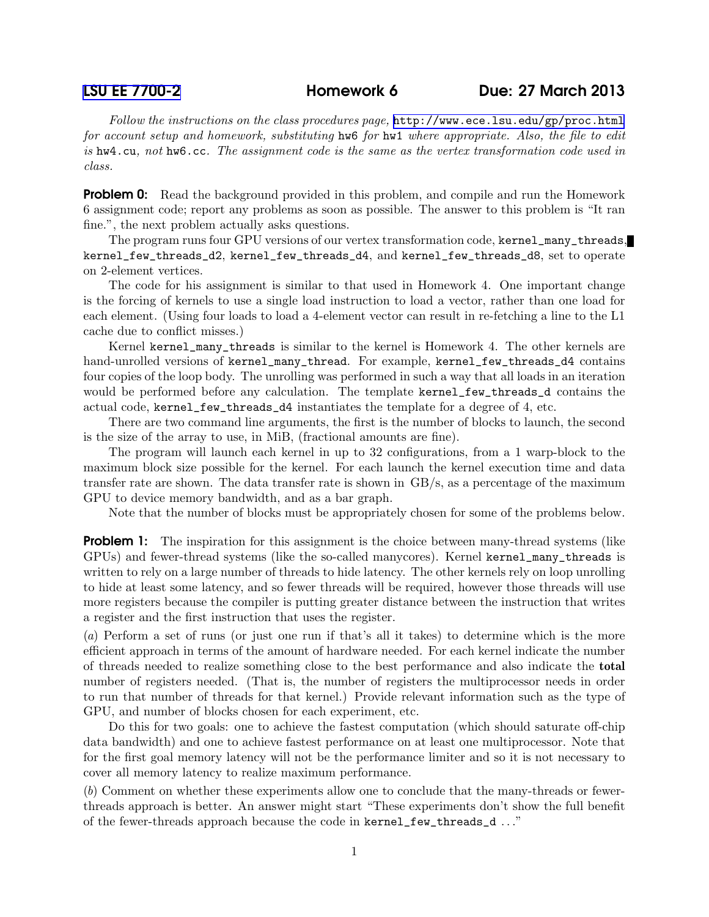LSU EE 7700-2 **Homework 6** **Due: 27 March 2013**

*Follow the instructions on the class procedures page,* http://www.ece.lsu.edu/gp/proc.html *for account setup and homework, substituting* `hw6` *for* `hw1` *where appropriate. Also, the file to edit is* `hw4.cu`*, not* `hw6.cc`*. The assignment code is the same as the vertex transformation code used in class.*

**Problem 0:** Read the background provided in this problem, and compile and run the Homework 6 assignment code; report any problems as soon as possible. The answer to this problem is "It ran fine.", the next problem actually asks questions.

The program runs four GPU versions of our vertex transformation code, `kernel_many_threads`, `kernel_few_threads_d2`, `kernel_few_threads_d4`, and `kernel_few_threads_d8`, set to operate on 2-element vertices.

The code for his assignment is similar to that used in Homework 4. One important change is the forcing of kernels to use a single load instruction to load a vector, rather than one load for each element. (Using four loads to load a 4-element vector can result in re-fetching a line to the L1 cache due to conflict misses.)

Kernel `kernel_many_threads` is similar to the kernel is Homework 4. The other kernels are hand-unrolled versions of `kernel_many_thread`. For example, `kernel_few_threads_d4` contains four copies of the loop body. The unrolling was performed in such a way that all loads in an iteration would be performed before any calculation. The template `kernel_few_threads_d` contains the actual code, `kernel_few_threads_d4` instantiates the template for a degree of 4, etc.

There are two command line arguments, the first is the number of blocks to launch, the second is the size of the array to use, in MiB, (fractional amounts are fine).

The program will launch each kernel in up to 32 configurations, from a 1 warp-block to the maximum block size possible for the kernel. For each launch the kernel execution time and data transfer rate are shown. The data transfer rate is shown in GB/s, as a percentage of the maximum GPU to device memory bandwidth, and as a bar graph.

Note that the number of blocks must be appropriately chosen for some of the problems below.

**Problem 1:** The inspiration for this assignment is the choice between many-thread systems (like GPUs) and fewer-thread systems (like the so-called manycores). Kernel `kernel_many_threads` is written to rely on a large number of threads to hide latency. The other kernels rely on loop unrolling to hide at least some latency, and so fewer threads will be required, however those threads will use more registers because the compiler is putting greater distance between the instruction that writes a register and the first instruction that uses the register.

(*a*) Perform a set of runs (or just one run if that's all it takes) to determine which is the more efficient approach in terms of the amount of hardware needed. For each kernel indicate the number of threads needed to realize something close to the best performance and also indicate the **total** number of registers needed. (That is, the number of registers the multiprocessor needs in order to run that number of threads for that kernel.) Provide relevant information such as the type of GPU, and number of blocks chosen for each experiment, etc.

Do this for two goals: one to achieve the fastest computation (which should saturate off-chip data bandwidth) and one to achieve fastest performance on at least one multiprocessor. Note that for the first goal memory latency will not be the performance limiter and so it is not necessary to cover all memory latency to realize maximum performance.

(*b*) Comment on whether these experiments allow one to conclude that the many-threads or fewer-threads approach is better. An answer might start "These experiments don't show the full benefit of the fewer-threads approach because the code in `kernel_few_threads_d` ..."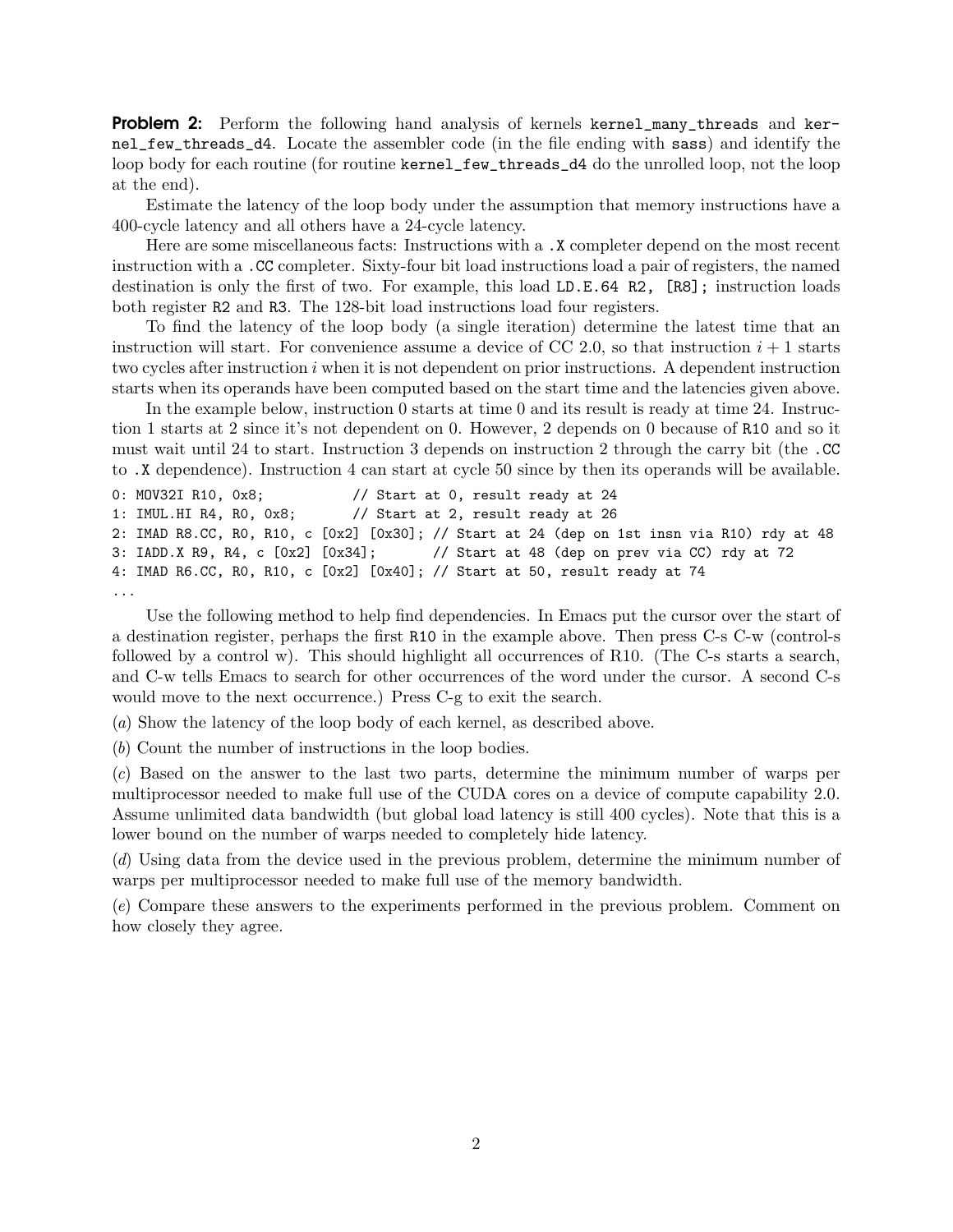**Problem 2:** Perform the following hand analysis of kernels `kernel_many_threads` and `kernel_few_threads_d4`. Locate the assembler code (in the file ending with `sass`) and identify the loop body for each routine (for routine `kernel_few_threads_d4` do the unrolled loop, not the loop at the end).

Estimate the latency of the loop body under the assumption that memory instructions have a 400-cycle latency and all others have a 24-cycle latency.

Here are some miscellaneous facts: Instructions with a `.X` completer depend on the most recent instruction with a `.CC` completer. Sixty-four bit load instructions load a pair of registers, the named destination is only the first of two. For example, this load `LD.E.64 R2, [R8];` instruction loads both register `R2` and `R3`. The 128-bit load instructions load four registers.

To find the latency of the loop body (a single iteration) determine the latest time that an instruction will start. For convenience assume a device of CC 2.0, so that instruction $i+1$ starts two cycles after instruction $i$ when it is not dependent on prior instructions. A dependent instruction starts when its operands have been computed based on the start time and the latencies given above.

In the example below, instruction 0 starts at time 0 and its result is ready at time 24. Instruction 1 starts at 2 since it's not dependent on 0. However, 2 depends on 0 because of `R10` and so it must wait until 24 to start. Instruction 3 depends on instruction 2 through the carry bit (the `.CC` to `.X` dependence). Instruction 4 can start at cycle 50 since by then its operands will be available.

```
0: MOV32I R10, 0x8;           // Start at 0, result ready at 24
1: IMUL.HI R4, R0, 0x8;       // Start at 2, result ready at 26
2: IMAD R8.CC, R0, R10, c [0x2] [0x30]; // Start at 24 (dep on 1st insn via R10) rdy at 48
3: IADD.X R9, R4, c [0x2] [0x34];       // Start at 48 (dep on prev via CC) rdy at 72
4: IMAD R6.CC, R0, R10, c [0x2] [0x40]; // Start at 50, result ready at 74
...
```

Use the following method to help find dependencies. In Emacs put the cursor over the start of a destination register, perhaps the first R10 in the example above. Then press C-s C-w (control-s followed by a control w). This should highlight all occurrences of R10. (The C-s starts a search, and C-w tells Emacs to search for other occurrences of the word under the cursor. A second C-s would move to the next occurrence.) Press C-g to exit the search.

(*a*) Show the latency of the loop body of each kernel, as described above.

(*b*) Count the number of instructions in the loop bodies.

(*c*) Based on the answer to the last two parts, determine the minimum number of warps per multiprocessor needed to make full use of the CUDA cores on a device of compute capability 2.0. Assume unlimited data bandwidth (but global load latency is still 400 cycles). Note that this is a lower bound on the number of warps needed to completely hide latency.

(*d*) Using data from the device used in the previous problem, determine the minimum number of warps per multiprocessor needed to make full use of the memory bandwidth.

(*e*) Compare these answers to the experiments performed in the previous problem. Comment on how closely they agree.